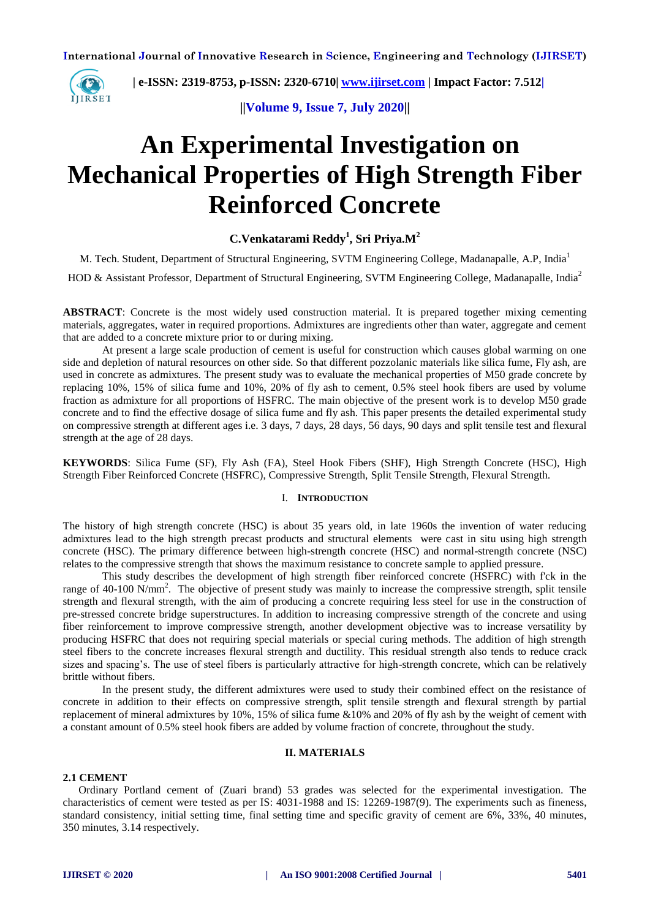# An Experimental Investigation on Mechanical Properties of High Strength Fiber Reinforced Concrete

**C.Venkatarami Reddy[1], Sri Priya.M[2]**

M. Tech. Student, Department of Structural Engineering, SVTM Engineering College, Madanapalle, A.P, India[1]

HOD & Assistant Professor, Department of Structural Engineering, SVTM Engineering College, Madanapalle, India[2]

**ABSTRACT**: Concrete is the most widely used construction material. It is prepared together mixing cementing materials, aggregates, water in required proportions. Admixtures are ingredients other than water, aggregate and cement that are added to a concrete mixture prior to or during mixing.

At present a large scale production of cement is useful for construction which causes global warming on one side and depletion of natural resources on other side. So that different pozzolanic materials like silica fume, Fly ash, are used in concrete as admixtures. The present study was to evaluate the mechanical properties of M50 grade concrete by replacing 10%, 15% of silica fume and 10%, 20% of fly ash to cement, 0.5% steel hook fibers are used by volume fraction as admixture for all proportions of HSFRC. The main objective of the present work is to develop M50 grade concrete and to find the effective dosage of silica fume and fly ash. This paper presents the detailed experimental study on compressive strength at different ages i.e. 3 days, 7 days, 28 days, 56 days, 90 days and split tensile test and flexural strength at the age of 28 days.

**KEYWORDS**: Silica Fume (SF), Fly Ash (FA), Steel Hook Fibers (SHF), High Strength Concrete (HSC), High Strength Fiber Reinforced Concrete (HSFRC), Compressive Strength, Split Tensile Strength, Flexural Strength.

## I. INTRODUCTION

The history of high strength concrete (HSC) is about 35 years old, in late 1960s the invention of water reducing admixtures lead to the high strength precast products and structural elements were cast in situ using high strength concrete (HSC). The primary difference between high-strength concrete (HSC) and normal-strength concrete (NSC) relates to the compressive strength that shows the maximum resistance to concrete sample to applied pressure.

This study describes the development of high strength fiber reinforced concrete (HSFRC) with f'ck in the range of 40-100 $N/mm^2$. The objective of present study was mainly to increase the compressive strength, split tensile strength and flexural strength, with the aim of producing a concrete requiring less steel for use in the construction of pre-stressed concrete bridge superstructures. In addition to increasing compressive strength of the concrete and using fiber reinforcement to improve compressive strength, another development objective was to increase versatility by producing HSFRC that does not requiring special materials or special curing methods. The addition of high strength steel fibers to the concrete increases flexural strength and ductility. This residual strength also tends to reduce crack sizes and spacing's. The use of steel fibers is particularly attractive for high-strength concrete, which can be relatively brittle without fibers.

In the present study, the different admixtures were used to study their combined effect on the resistance of concrete in addition to their effects on compressive strength, split tensile strength and flexural strength by partial replacement of mineral admixtures by 10%, 15% of silica fume &10% and 20% of fly ash by the weight of cement with a constant amount of 0.5% steel hook fibers are added by volume fraction of concrete, throughout the study.

## II. MATERIALS

### 2.1 CEMENT

Ordinary Portland cement of (Zuari brand) 53 grades was selected for the experimental investigation. The characteristics of cement were tested as per IS: 4031-1988 and IS: 12269-1987(9). The experiments such as fineness, standard consistency, initial setting time, final setting time and specific gravity of cement are 6%, 33%, 40 minutes, 350 minutes, 3.14 respectively.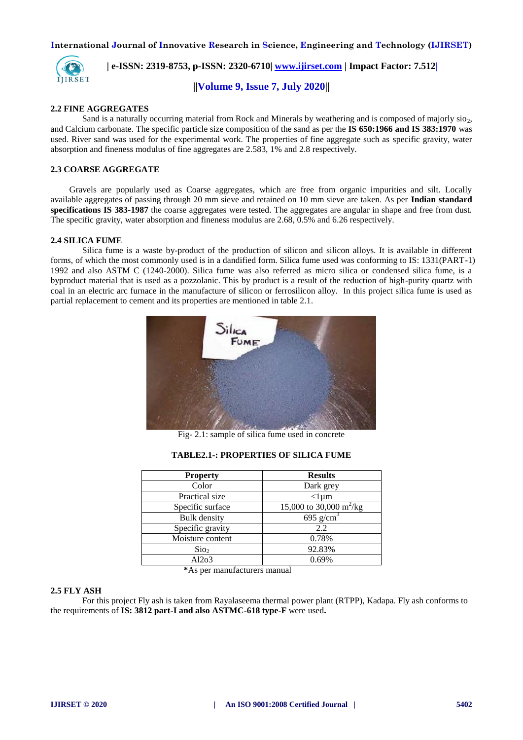### 2.2 FINE AGGREGATES

Sand is a naturally occurring material from Rock and Minerals by weathering and is composed of majorly $sio_2$, and Calcium carbonate. The specific particle size composition of the sand as per the **IS 650:1966 and IS 383:1970** was used. River sand was used for the experimental work. The properties of fine aggregate such as specific gravity, water absorption and fineness modulus of fine aggregates are 2.583, 1% and 2.8 respectively.

### 2.3 COARSE AGGREGATE

Gravels are popularly used as Coarse aggregates, which are free from organic impurities and silt. Locally available aggregates of passing through 20 mm sieve and retained on 10 mm sieve are taken. As per **Indian standard specifications IS 383-1987** the coarse aggregates were tested. The aggregates are angular in shape and free from dust. The specific gravity, water absorption and fineness modulus are 2.68, 0.5% and 6.26 respectively.

### 2.4 SILICA FUME

Silica fume is a waste by-product of the production of silicon and silicon alloys. It is available in different forms, of which the most commonly used is in a dandified form. Silica fume used was conforming to IS: 1331(PART-1) 1992 and also ASTM C (1240-2000). Silica fume was also referred as micro silica or condensed silica fume, is a byproduct material that is used as a pozzolanic. This by product is a result of the reduction of high-purity quartz with coal in an electric arc furnace in the manufacture of silicon or ferrosilicon alloy. In this project silica fume is used as partial replacement to cement and its properties are mentioned in table 2.1.

Fig- 2.1: sample of silica fume used in concrete

**TABLE2.1-: PROPERTIES OF SILICA FUME**

| Property | Results |
|---|---|
| Color | Dark grey |
| Practical size | <1μm |
| Specific surface | 15,000 to 30,000 $m^2/kg$ |
| Bulk density | 695 $g/cm^3$ |
| Specific gravity | 2.2 |
| Moisture content | 0.78% |
| $Sio_2$ | 92.83% |
| Al2o3 | 0.69% |

***As per manufacturers manual**

### 2.5 FLY ASH

For this project Fly ash is taken from Rayalaseema thermal power plant (RTPP), Kadapa. Fly ash conforms to the requirements of **IS: 3812 part-I and also ASTMC-618 type-F** were used**.**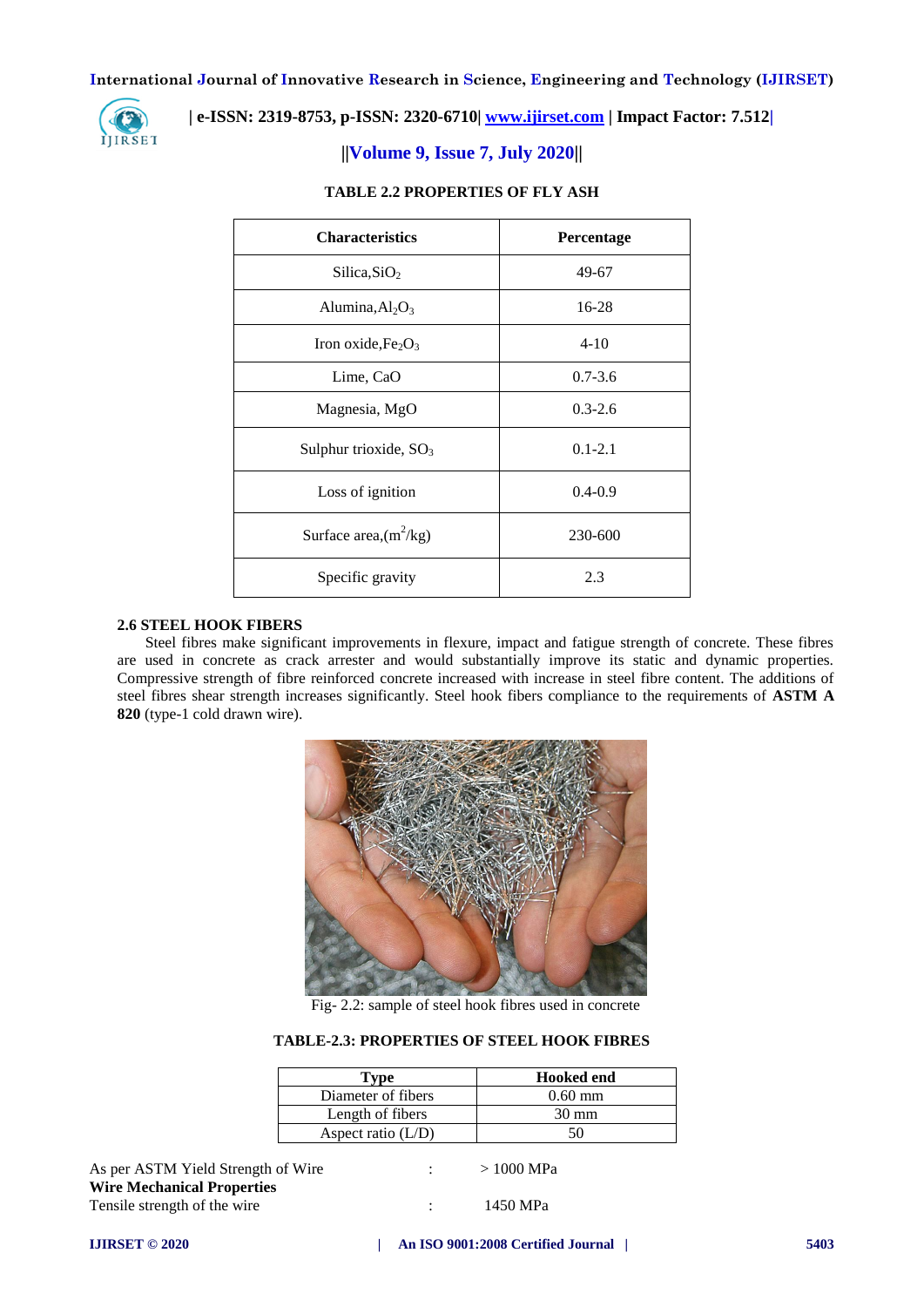**TABLE 2.2 PROPERTIES OF FLY ASH**

| Characteristics | Percentage |
|---|---|
| Silica, $SiO_2$ | 49-67 |
| Alumina, $Al_2O_3$ | 16-28 |
| Iron oxide, $Fe_2O_3$ | 4-10 |
| Lime, CaO | 0.7-3.6 |
| Magnesia, MgO | 0.3-2.6 |
| Sulphur trioxide, $SO_3$ | 0.1-2.1 |
| Loss of ignition | 0.4-0.9 |
| Surface area, ($m^2$/kg) | 230-600 |
| Specific gravity | 2.3 |

### 2.6 STEEL HOOK FIBERS

Steel fibres make significant improvements in flexure, impact and fatigue strength of concrete. These fibres are used in concrete as crack arrester and would substantially improve its static and dynamic properties. Compressive strength of fibre reinforced concrete increased with increase in steel fibre content. The additions of steel fibres shear strength increases significantly. Steel hook fibers compliance to the requirements of **ASTM A 820** (type-1 cold drawn wire).

Fig- 2.2: sample of steel hook fibres used in concrete

**TABLE-2.3: PROPERTIES OF STEEL HOOK FIBRES**

| Type | Hooked end |
|---|---|
| Diameter of fibers | 0.60 mm |
| Length of fibers | 30 mm |
| Aspect ratio (L/D) | 50 |

As per ASTM Yield Strength of Wire : > 1000 MPa

**Wire Mechanical Properties**

Tensile strength of the wire : 1450 MPa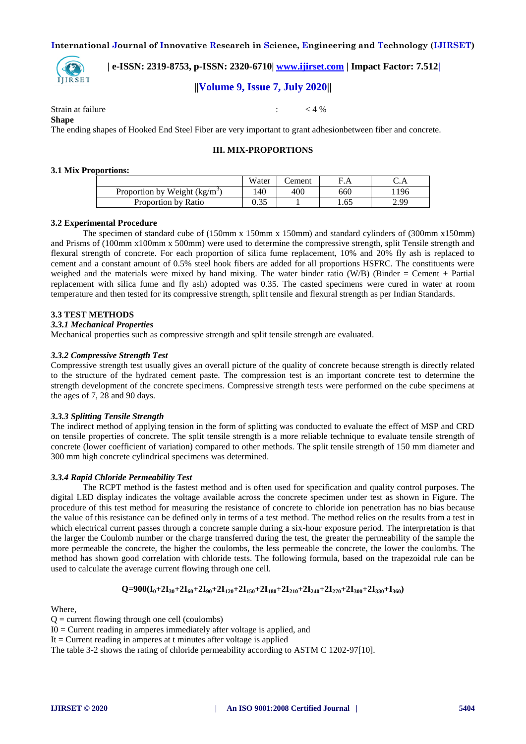Strain at failure : < 4 %

**Shape**

The ending shapes of Hooked End Steel Fiber are very important to grant adhesionbetween fiber and concrete.

## III. MIX-PROPORTIONS

### 3.1 Mix Proportions:

| | Water | Cement | F.A | C.A |
|---|---|---|---|---|
| Proportion by Weight (kg/m$^3$) | 140 | 400 | 660 | 1196 |
| Proportion by Ratio | 0.35 | 1 | 1.65 | 2.99 |

### 3.2 Experimental Procedure

The specimen of standard cube of (150mm x 150mm x 150mm) and standard cylinders of (300mm x150mm) and Prisms of (100mm x100mm x 500mm) were used to determine the compressive strength, split Tensile strength and flexural strength of concrete. For each proportion of silica fume replacement, 10% and 20% fly ash is replaced to cement and a constant amount of 0.5% steel hook fibers are added for all proportions HSFRC. The constituents were weighed and the materials were mixed by hand mixing. The water binder ratio (W/B) (Binder = Cement + Partial replacement with silica fume and fly ash) adopted was 0.35. The casted specimens were cured in water at room temperature and then tested for its compressive strength, split tensile and flexural strength as per Indian Standards.

### 3.3 TEST METHODS

#### *3.3.1 Mechanical Properties*

Mechanical properties such as compressive strength and split tensile strength are evaluated.

#### *3.3.2 Compressive Strength Test*

Compressive strength test usually gives an overall picture of the quality of concrete because strength is directly related to the structure of the hydrated cement paste. The compression test is an important concrete test to determine the strength development of the concrete specimens. Compressive strength tests were performed on the cube specimens at the ages of 7, 28 and 90 days.

#### *3.3.3 Splitting Tensile Strength*

The indirect method of applying tension in the form of splitting was conducted to evaluate the effect of MSP and CRD on tensile properties of concrete. The split tensile strength is a more reliable technique to evaluate tensile strength of concrete (lower coefficient of variation) compared to other methods. The split tensile strength of 150 mm diameter and 300 mm high concrete cylindrical specimens was determined.

#### *3.3.4 Rapid Chloride Permeability Test*

The RCPT method is the fastest method and is often used for specification and quality control purposes. The digital LED display indicates the voltage available across the concrete specimen under test as shown in Figure. The procedure of this test method for measuring the resistance of concrete to chloride ion penetration has no bias because the value of this resistance can be defined only in terms of a test method. The method relies on the results from a test in which electrical current passes through a concrete sample during a six-hour exposure period. The interpretation is that the larger the Coulomb number or the charge transferred during the test, the greater the permeability of the sample the more permeable the concrete, the higher the coulombs, the less permeable the concrete, the lower the coulombs. The method has shown good correlation with chloride tests. The following formula, based on the trapezoidal rule can be used to calculate the average current flowing through one cell.

$$Q=900(I_0+2I_{30}+2I_{60}+2I_{90}+2I_{120}+2I_{150}+2I_{180}+2I_{210}+2I_{240}+2I_{270}+2I_{300}+2I_{330}+I_{360})$$

Where,

Q = current flowing through one cell (coulombs)

$I_0$ = Current reading in amperes immediately after voltage is applied, and

$I_t$ = Current reading in amperes at t minutes after voltage is applied

The table 3-2 shows the rating of chloride permeability according to ASTM C 1202-97[10].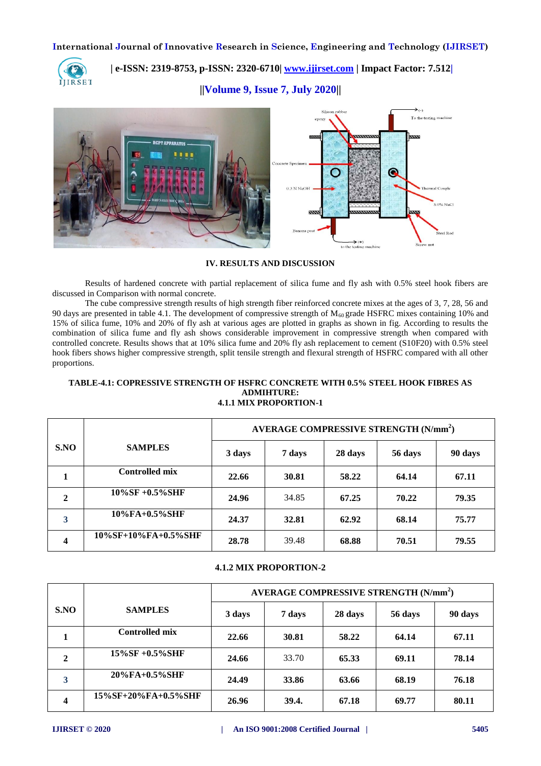## IV. RESULTS AND DISCUSSION

Results of hardened concrete with partial replacement of silica fume and fly ash with 0.5% steel hook fibers are discussed in Comparison with normal concrete.

The cube compressive strength results of high strength fiber reinforced concrete mixes at the ages of 3, 7, 28, 56 and 90 days are presented in table 4.1. The development of compressive strength of $M_{60}$ grade HSFRC mixes containing 10% and 15% of silica fume, 10% and 20% of fly ash at various ages are plotted in graphs as shown in fig. According to results the combination of silica fume and fly ash shows considerable improvement in compressive strength when compared with controlled concrete. Results shows that at 10% silica fume and 20% fly ash replacement to cement (S10F20) with 0.5% steel hook fibers shows higher compressive strength, split tensile strength and flexural strength of HSFRC compared with all other proportions.

**TABLE-4.1: COPRESSIVE STRENGTH OF HSFRC CONCRETE WITH 0.5% STEEL HOOK FIBRES AS ADMIHTURE:**

**4.1.1 MIX PROPORTION-1**

| S.NO | SAMPLES | AVERAGE COMPRESSIVE STRENGTH ($N/mm^2$) | | | | |
|---|---|---|---|---|---|---|
| | | 3 days | 7 days | 28 days | 56 days | 90 days |
| 1 | Controlled mix | 22.66 | 30.81 | 58.22 | 64.14 | 67.11 |
| 2 | 10%SF +0.5%SHF | 24.96 | 34.85 | 67.25 | 70.22 | 79.35 |
| 3 | 10%FA+0.5%SHF | 24.37 | 32.81 | 62.92 | 68.14 | 75.77 |
| 4 | 10%SF+10%FA+0.5%SHF | 28.78 | 39.48 | 68.88 | 70.51 | 79.55 |

**4.1.2 MIX PROPORTION-2**

| S.NO | SAMPLES | AVERAGE COMPRESSIVE STRENGTH ($N/mm^2$) | | | | |
|---|---|---|---|---|---|---|
| | | 3 days | 7 days | 28 days | 56 days | 90 days |
| 1 | Controlled mix | 22.66 | 30.81 | 58.22 | 64.14 | 67.11 |
| 2 | 15%SF +0.5%SHF | 24.66 | 33.70 | 65.33 | 69.11 | 78.14 |
| 3 | 20%FA+0.5%SHF | 24.49 | 33.86 | 63.66 | 68.19 | 76.18 |
| 4 | 15%SF+20%FA+0.5%SHF | 26.96 | 39.4. | 67.18 | 69.77 | 80.11 |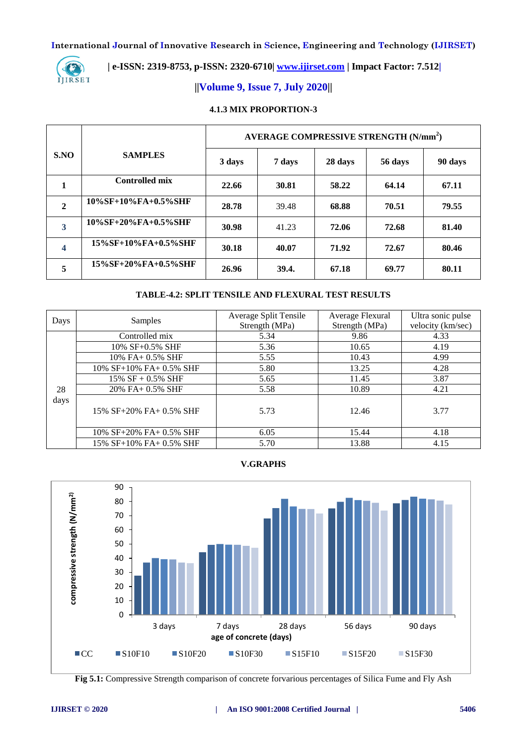### 4.1.3 MIX PROPORTION-3

| S.NO | SAMPLES | AVERAGE COMPRESSIVE STRENGTH ($N/mm^2$) | | | | |
|---|---|---|---|---|---|---|
| | | 3 days | 7 days | 28 days | 56 days | 90 days |
| 1 | Controlled mix | 22.66 | 30.81 | 58.22 | 64.14 | 67.11 |
| 2 | 10%SF+10%FA+0.5%SHF | 28.78 | 39.48 | 68.88 | 70.51 | 79.55 |
| 3 | 10%SF+20%FA+0.5%SHF | 30.98 | 41.23 | 72.06 | 72.68 | 81.40 |
| 4 | 15%SF+10%FA+0.5%SHF | 30.18 | 40.07 | 71.92 | 72.67 | 80.46 |
| 5 | 15%SF+20%FA+0.5%SHF | 26.96 | 39.4. | 67.18 | 69.77 | 80.11 |

**TABLE-4.2: SPLIT TENSILE AND FLEXURAL TEST RESULTS**

| Days | Samples | Average Split Tensile Strength (MPa) | Average Flexural Strength (MPa) | Ultra sonic pulse velocity (km/sec) |
|---|---|---|---|---|
| 28 days | Controlled mix | 5.34 | 9.86 | 4.33 |
| | 10% SF+0.5% SHF | 5.36 | 10.65 | 4.19 |
| | 10% FA+ 0.5% SHF | 5.55 | 10.43 | 4.99 |
| | 10% SF+10% FA+ 0.5% SHF | 5.80 | 13.25 | 4.28 |
| | 15% SF + 0.5% SHF | 5.65 | 11.45 | 3.87 |
| | 20% FA+ 0.5% SHF | 5.58 | 10.89 | 4.21 |
| | 15% SF+20% FA+ 0.5% SHF | 5.73 | 12.46 | 3.77 |
| | 10% SF+20% FA+ 0.5% SHF | 6.05 | 15.44 | 4.18 |
| | 15% SF+10% FA+ 0.5% SHF | 5.70 | 13.88 | 4.15 |

## V.GRAPHS

**Fig 5.1:** Compressive Strength comparison of concrete forvarious percentages of Silica Fume and Fly Ash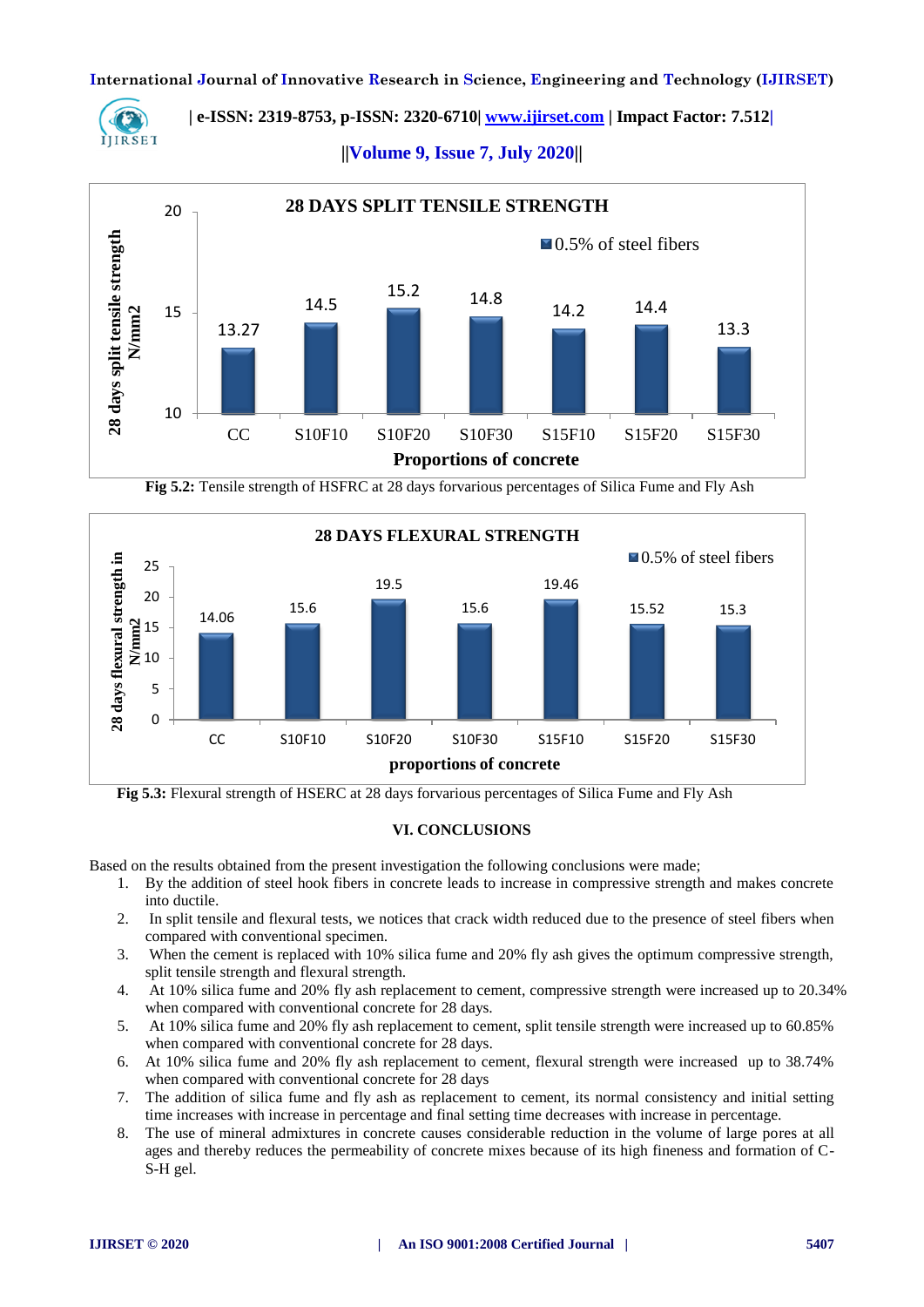Fig 5.2: Tensile strength of HSFRC at 28 days forvarious percentages of Silica Fume and Fly Ash

Fig 5.3: Flexural strength of HSERC at 28 days forvarious percentages of Silica Fume and Fly Ash

## VI. CONCLUSIONS

Based on the results obtained from the present investigation the following conclusions were made;

1. By the addition of steel hook fibers in concrete leads to increase in compressive strength and makes concrete into ductile.
2. In split tensile and flexural tests, we notices that crack width reduced due to the presence of steel fibers when compared with conventional specimen.
3. When the cement is replaced with 10% silica fume and 20% fly ash gives the optimum compressive strength, split tensile strength and flexural strength.
4. At 10% silica fume and 20% fly ash replacement to cement, compressive strength were increased up to 20.34% when compared with conventional concrete for 28 days.
5. At 10% silica fume and 20% fly ash replacement to cement, split tensile strength were increased up to 60.85% when compared with conventional concrete for 28 days.
6. At 10% silica fume and 20% fly ash replacement to cement, flexural strength were increased up to 38.74% when compared with conventional concrete for 28 days
7. The addition of silica fume and fly ash as replacement to cement, its normal consistency and initial setting time increases with increase in percentage and final setting time decreases with increase in percentage.
8. The use of mineral admixtures in concrete causes considerable reduction in the volume of large pores at all ages and thereby reduces the permeability of concrete mixes because of its high fineness and formation of C-S-H gel.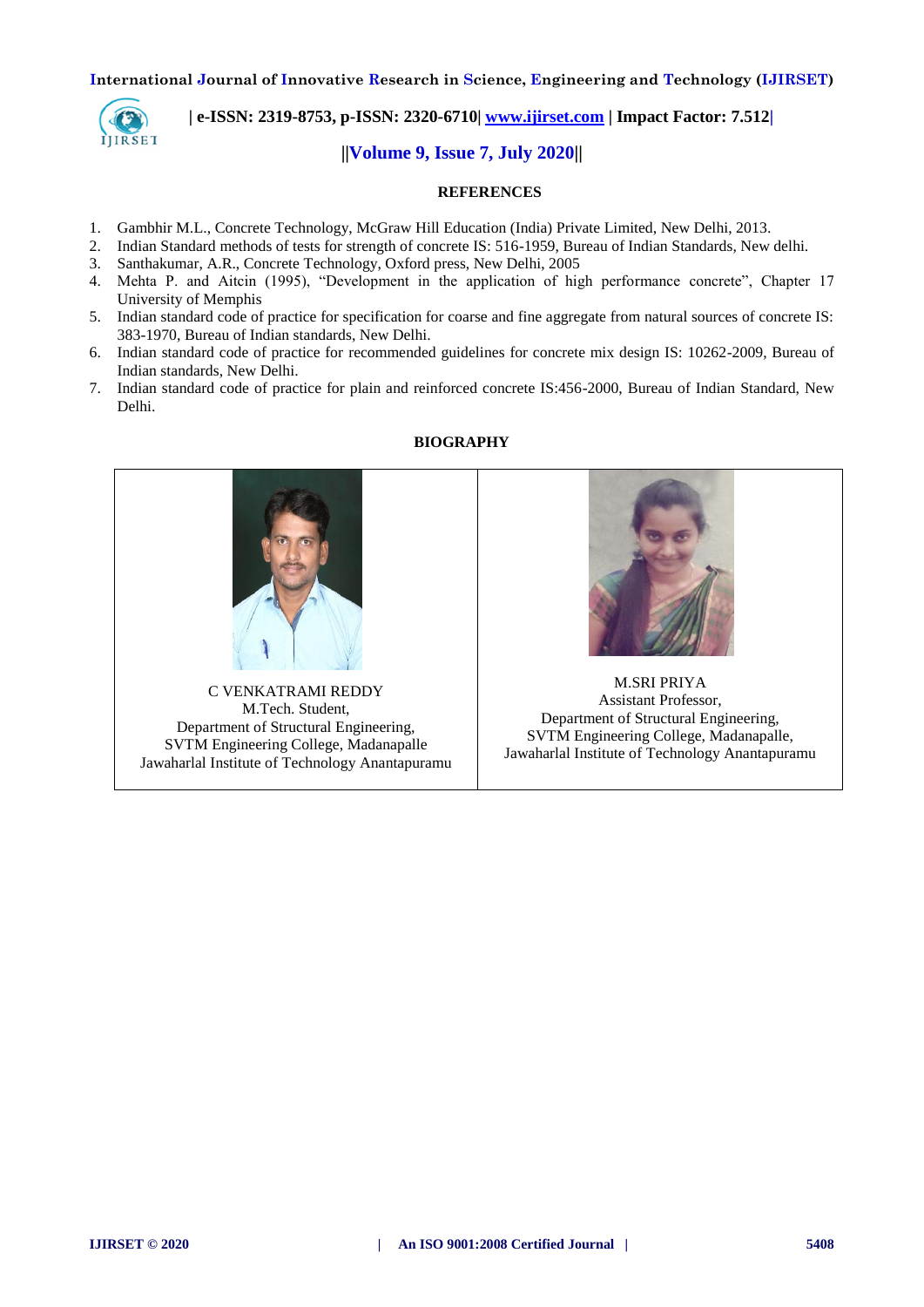## REFERENCES

1. Gambhir M.L., Concrete Technology, McGraw Hill Education (India) Private Limited, New Delhi, 2013.
2. Indian Standard methods of tests for strength of concrete IS: 516-1959, Bureau of Indian Standards, New delhi.
3. Santhakumar, A.R., Concrete Technology, Oxford press, New Delhi, 2005
4. Mehta P. and Aitcin (1995), "Development in the application of high performance concrete", Chapter 17 University of Memphis
5. Indian standard code of practice for specification for coarse and fine aggregate from natural sources of concrete IS: 383-1970, Bureau of Indian standards, New Delhi.
6. Indian standard code of practice for recommended guidelines for concrete mix design IS: 10262-2009, Bureau of Indian standards, New Delhi.
7. Indian standard code of practice for plain and reinforced concrete IS:456-2000, Bureau of Indian Standard, New Delhi.

## BIOGRAPHY

| | |
|---|---|
| C VENKATRAMI REDDY<br>M.Tech. Student,<br>Department of Structural Engineering,<br>SVTM Engineering College, Madanapalle<br>Jawaharlal Institute of Technology Anantapuramu | M.SRI PRIYA<br>Assistant Professor,<br>Department of Structural Engineering,<br>SVTM Engineering College, Madanapalle,<br>Jawaharlal Institute of Technology Anantapuramu |